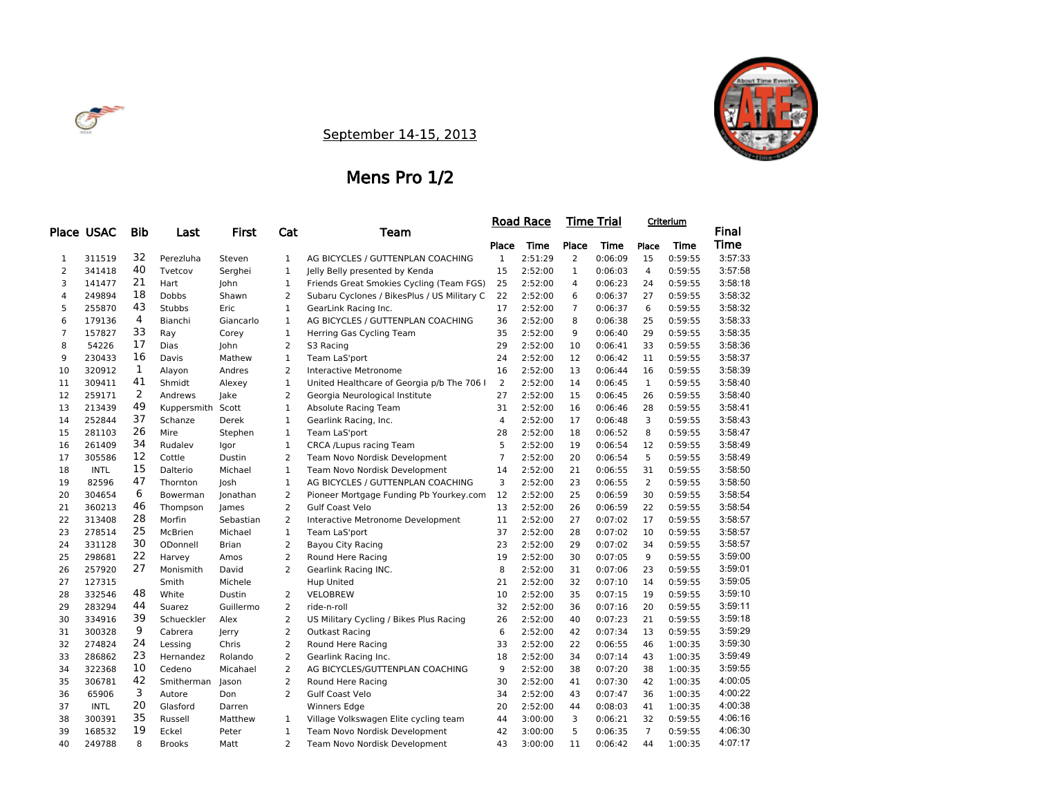September 14-15, 2013

# Mens Pro 1/2

| Place | USAC | Bib | Last | First | Cat | Team | Road Race | | Time Trial | | Criterium | | Final Time |
|---|---|---|---|---|---|---|---|---|---|---|---|---|---|
| | | | | | | | Place | Time | Place | Time | Place | Time | |
| 1 | 311519 | 32 | Perezluha | Steven | 1 | AG BICYCLES / GUTTENPLAN COACHING | 1 | 2:51:29 | 2 | 0:06:09 | 15 | 0:59:55 | 3:57:33 |
| 2 | 341418 | 40 | Tvetcov | Serghei | 1 | Jelly Belly presented by Kenda | 15 | 2:52:00 | 1 | 0:06:03 | 4 | 0:59:55 | 3:57:58 |
| 3 | 141477 | 21 | Hart | John | 1 | Friends Great Smokies Cycling (Team FGS) | 25 | 2:52:00 | 4 | 0:06:23 | 24 | 0:59:55 | 3:58:18 |
| 4 | 249894 | 18 | Dobbs | Shawn | 2 | Subaru Cyclones / BikesPlus / US Military C | 22 | 2:52:00 | 6 | 0:06:37 | 27 | 0:59:55 | 3:58:32 |
| 5 | 255870 | 43 | Stubbs | Eric | 1 | GearLink Racing Inc. | 17 | 2:52:00 | 7 | 0:06:37 | 6 | 0:59:55 | 3:58:32 |
| 6 | 179136 | 4 | Bianchi | Giancarlo | 1 | AG BICYCLES / GUTTENPLAN COACHING | 36 | 2:52:00 | 8 | 0:06:38 | 25 | 0:59:55 | 3:58:33 |
| 7 | 157827 | 33 | Ray | Corey | 1 | Herring Gas Cycling Team | 35 | 2:52:00 | 9 | 0:06:40 | 29 | 0:59:55 | 3:58:35 |
| 8 | 54226 | 17 | Dias | John | 2 | S3 Racing | 29 | 2:52:00 | 10 | 0:06:41 | 33 | 0:59:55 | 3:58:36 |
| 9 | 230433 | 16 | Davis | Mathew | 1 | Team LaS'port | 24 | 2:52:00 | 12 | 0:06:42 | 11 | 0:59:55 | 3:58:37 |
| 10 | 320912 | 1 | Alayon | Andres | 2 | Interactive Metronome | 16 | 2:52:00 | 13 | 0:06:44 | 16 | 0:59:55 | 3:58:39 |
| 11 | 309411 | 41 | Shmidt | Alexey | 1 | United Healthcare of Georgia p/b The 706 I | 2 | 2:52:00 | 14 | 0:06:45 | 1 | 0:59:55 | 3:58:40 |
| 12 | 259171 | 2 | Andrews | Jake | 2 | Georgia Neurological Institute | 27 | 2:52:00 | 15 | 0:06:45 | 26 | 0:59:55 | 3:58:40 |
| 13 | 213439 | 49 | Kuppersmith | Scott | 1 | Absolute Racing Team | 31 | 2:52:00 | 16 | 0:06:46 | 28 | 0:59:55 | 3:58:41 |
| 14 | 252844 | 37 | Schanze | Derek | 1 | Gearlink Racing, Inc. | 4 | 2:52:00 | 17 | 0:06:48 | 3 | 0:59:55 | 3:58:43 |
| 15 | 281103 | 26 | Mire | Stephen | 1 | Team LaS'port | 28 | 2:52:00 | 18 | 0:06:52 | 8 | 0:59:55 | 3:58:47 |
| 16 | 261409 | 34 | Rudalev | Igor | 1 | CRCA /Lupus racing Team | 5 | 2:52:00 | 19 | 0:06:54 | 12 | 0:59:55 | 3:58:49 |
| 17 | 305586 | 12 | Cottle | Dustin | 2 | Team Novo Nordisk Development | 7 | 2:52:00 | 20 | 0:06:54 | 5 | 0:59:55 | 3:58:49 |
| 18 | INTL | 15 | Dalterio | Michael | 1 | Team Novo Nordisk Development | 14 | 2:52:00 | 21 | 0:06:55 | 31 | 0:59:55 | 3:58:50 |
| 19 | 82596 | 47 | Thornton | Josh | 1 | AG BICYCLES / GUTTENPLAN COACHING | 3 | 2:52:00 | 23 | 0:06:55 | 2 | 0:59:55 | 3:58:50 |
| 20 | 304654 | 6 | Bowerman | Jonathan | 2 | Pioneer Mortgage Funding Pb Yourkey.com | 12 | 2:52:00 | 25 | 0:06:59 | 30 | 0:59:55 | 3:58:54 |
| 21 | 360213 | 46 | Thompson | James | 2 | Gulf Coast Velo | 13 | 2:52:00 | 26 | 0:06:59 | 22 | 0:59:55 | 3:58:54 |
| 22 | 313408 | 28 | Morfin | Sebastian | 2 | Interactive Metronome Development | 11 | 2:52:00 | 27 | 0:07:02 | 17 | 0:59:55 | 3:58:57 |
| 23 | 278514 | 25 | McBrien | Michael | 1 | Team LaS'port | 37 | 2:52:00 | 28 | 0:07:02 | 10 | 0:59:55 | 3:58:57 |
| 24 | 331128 | 30 | ODonnell | Brian | 2 | Bayou City Racing | 23 | 2:52:00 | 29 | 0:07:02 | 34 | 0:59:55 | 3:58:57 |
| 25 | 298681 | 22 | Harvey | Amos | 2 | Round Here Racing | 19 | 2:52:00 | 30 | 0:07:05 | 9 | 0:59:55 | 3:59:00 |
| 26 | 257920 | 27 | Monismith | David | 2 | Gearlink Racing INC. | 8 | 2:52:00 | 31 | 0:07:06 | 23 | 0:59:55 | 3:59:01 |
| 27 | 127315 | | Smith | Michele | | Hup United | 21 | 2:52:00 | 32 | 0:07:10 | 14 | 0:59:55 | 3:59:05 |
| 28 | 332546 | 48 | White | Dustin | 2 | VELOBREW | 10 | 2:52:00 | 35 | 0:07:15 | 19 | 0:59:55 | 3:59:10 |
| 29 | 283294 | 44 | Suarez | Guillermo | 2 | ride-n-roll | 32 | 2:52:00 | 36 | 0:07:16 | 20 | 0:59:55 | 3:59:11 |
| 30 | 334916 | 39 | Schueckler | Alex | 2 | US Military Cycling / Bikes Plus Racing | 26 | 2:52:00 | 40 | 0:07:23 | 21 | 0:59:55 | 3:59:18 |
| 31 | 300328 | 9 | Cabrera | Jerry | 2 | Outkast Racing | 6 | 2:52:00 | 42 | 0:07:34 | 13 | 0:59:55 | 3:59:29 |
| 32 | 274824 | 24 | Lessing | Chris | 2 | Round Here Racing | 33 | 2:52:00 | 22 | 0:06:55 | 46 | 1:00:35 | 3:59:30 |
| 33 | 286862 | 23 | Hernandez | Rolando | 2 | Gearlink Racing Inc. | 18 | 2:52:00 | 34 | 0:07:14 | 43 | 1:00:35 | 3:59:49 |
| 34 | 322368 | 10 | Cedeno | Micahael | 2 | AG BICYCLES/GUTTENPLAN COACHING | 9 | 2:52:00 | 38 | 0:07:20 | 38 | 1:00:35 | 3:59:55 |
| 35 | 306781 | 42 | Smitherman | Jason | 2 | Round Here Racing | 30 | 2:52:00 | 41 | 0:07:30 | 42 | 1:00:35 | 4:00:05 |
| 36 | 65906 | 3 | Autore | Don | 2 | Gulf Coast Velo | 34 | 2:52:00 | 43 | 0:07:47 | 36 | 1:00:35 | 4:00:22 |
| 37 | INTL | 20 | Glasford | Darren | | Winners Edge | 20 | 2:52:00 | 44 | 0:08:03 | 41 | 1:00:35 | 4:00:38 |
| 38 | 300391 | 35 | Russell | Matthew | 1 | Village Volkswagen Elite cycling team | 44 | 3:00:00 | 3 | 0:06:21 | 32 | 0:59:55 | 4:06:16 |
| 39 | 168532 | 19 | Eckel | Peter | 1 | Team Novo Nordisk Development | 42 | 3:00:00 | 5 | 0:06:35 | 7 | 0:59:55 | 4:06:30 |
| 40 | 249788 | 8 | Brooks | Matt | 2 | Team Novo Nordisk Development | 43 | 3:00:00 | 11 | 0:06:42 | 44 | 1:00:35 | 4:07:17 |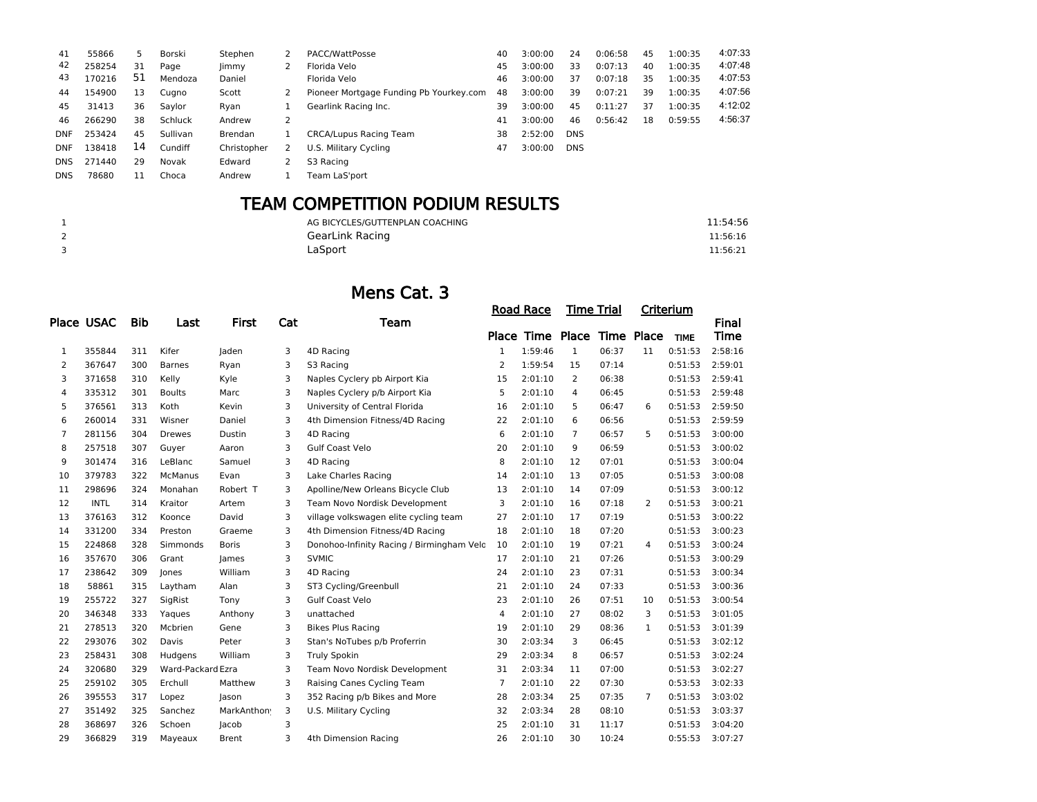| | | | | | | | | | | | | | |
|---|---|---|---|---|---|---|---|---|---|---|---|---|---|
| 41 | 55866 | 5 | Borski | Stephen | 2 | PACC/WattPosse | 40 | 3:00:00 | 24 | 0:06:58 | 45 | 1:00:35 | 4:07:33 |
| 42 | 258254 | 31 | Page | Jimmy | 2 | Florida Velo | 45 | 3:00:00 | 33 | 0:07:13 | 40 | 1:00:35 | 4:07:48 |
| 43 | 170216 | 51 | Mendoza | Daniel | | Florida Velo | 46 | 3:00:00 | 37 | 0:07:18 | 35 | 1:00:35 | 4:07:53 |
| 44 | 154900 | 13 | Cugno | Scott | 2 | Pioneer Mortgage Funding Pb Yourkey.com | 48 | 3:00:00 | 39 | 0:07:21 | 39 | 1:00:35 | 4:07:56 |
| 45 | 31413 | 36 | Saylor | Ryan | 1 | Gearlink Racing Inc. | 39 | 3:00:00 | 45 | 0:11:27 | 37 | 1:00:35 | 4:12:02 |
| 46 | 266290 | 38 | Schluck | Andrew | 2 | | 41 | 3:00:00 | 46 | 0:56:42 | 18 | 0:59:55 | 4:56:37 |
| DNF | 253424 | 45 | Sullivan | Brendan | 1 | CRCA/Lupus Racing Team | 38 | 2:52:00 | DNS | | | | |
| DNF | 138418 | 14 | Cundiff | Christopher | 2 | U.S. Military Cycling | 47 | 3:00:00 | DNS | | | | |
| DNS | 271440 | 29 | Novak | Edward | 2 | S3 Racing | | | | | | | |
| DNS | 78680 | 11 | Choca | Andrew | 1 | Team LaS'port | | | | | | | |

## TEAM COMPETITION PODIUM RESULTS

| | | |
|---|---|---|
| 1 | AG BICYCLES/GUTTENPLAN COACHING | 11:54:56 |
| 2 | GearLink Racing | 11:56:16 |
| 3 | LaSport | 11:56:21 |

## Mens Cat. 3

| Place | USAC | Bib | Last | First | Cat | Team | Road Race | | Time Trial | | Criterium | | Final |
|---|---|---|---|---|---|---|---|---|---|---|---|---|---|
| | | | | | | | Place | Time | Place | Time | Place | TIME | Time |
| 1 | 355844 | 311 | Kifer | Jaden | 3 | 4D Racing | 1 | 1:59:46 | 1 | 06:37 | 11 | 0:51:53 | 2:58:16 |
| 2 | 367647 | 300 | Barnes | Ryan | 3 | S3 Racing | 2 | 1:59:54 | 15 | 07:14 | | 0:51:53 | 2:59:01 |
| 3 | 371658 | 310 | Kelly | Kyle | 3 | Naples Cyclery pb Airport Kia | 15 | 2:01:10 | 2 | 06:38 | | 0:51:53 | 2:59:41 |
| 4 | 335312 | 301 | Boults | Marc | 3 | Naples Cyclery p/b Airport Kia | 5 | 2:01:10 | 4 | 06:45 | | 0:51:53 | 2:59:48 |
| 5 | 376561 | 313 | Koth | Kevin | 3 | University of Central Florida | 16 | 2:01:10 | 5 | 06:47 | 6 | 0:51:53 | 2:59:50 |
| 6 | 260014 | 331 | Wisner | Daniel | 3 | 4th Dimension Fitness/4D Racing | 22 | 2:01:10 | 6 | 06:56 | | 0:51:53 | 2:59:59 |
| 7 | 281156 | 304 | Drewes | Dustin | 3 | 4D Racing | 6 | 2:01:10 | 7 | 06:57 | 5 | 0:51:53 | 3:00:00 |
| 8 | 257518 | 307 | Guyer | Aaron | 3 | Gulf Coast Velo | 20 | 2:01:10 | 9 | 06:59 | | 0:51:53 | 3:00:02 |
| 9 | 301474 | 316 | LeBlanc | Samuel | 3 | 4D Racing | 8 | 2:01:10 | 12 | 07:01 | | 0:51:53 | 3:00:04 |
| 10 | 379783 | 322 | McManus | Evan | 3 | Lake Charles Racing | 14 | 2:01:10 | 13 | 07:05 | | 0:51:53 | 3:00:08 |
| 11 | 298696 | 324 | Monahan | Robert T | 3 | Apolline/New Orleans Bicycle Club | 13 | 2:01:10 | 14 | 07:09 | | 0:51:53 | 3:00:12 |
| 12 | INTL | 314 | Kraitor | Artem | 3 | Team Novo Nordisk Development | 3 | 2:01:10 | 16 | 07:18 | 2 | 0:51:53 | 3:00:21 |
| 13 | 376163 | 312 | Koonce | David | 3 | village volkswagen elite cycling team | 27 | 2:01:10 | 17 | 07:19 | | 0:51:53 | 3:00:22 |
| 14 | 331200 | 334 | Preston | Graeme | 3 | 4th Dimension Fitness/4D Racing | 18 | 2:01:10 | 18 | 07:20 | | 0:51:53 | 3:00:23 |
| 15 | 224868 | 328 | Simmonds | Boris | 3 | Donohoo-Infinity Racing / Birmingham Velo | 10 | 2:01:10 | 19 | 07:21 | 4 | 0:51:53 | 3:00:24 |
| 16 | 357670 | 306 | Grant | James | 3 | SVMIC | 17 | 2:01:10 | 21 | 07:26 | | 0:51:53 | 3:00:29 |
| 17 | 238642 | 309 | Jones | William | 3 | 4D Racing | 24 | 2:01:10 | 23 | 07:31 | | 0:51:53 | 3:00:34 |
| 18 | 58861 | 315 | Laytham | Alan | 3 | ST3 Cycling/Greenbull | 21 | 2:01:10 | 24 | 07:33 | | 0:51:53 | 3:00:36 |
| 19 | 255722 | 327 | SigRist | Tony | 3 | Gulf Coast Velo | 23 | 2:01:10 | 26 | 07:51 | 10 | 0:51:53 | 3:00:54 |
| 20 | 346348 | 333 | Yaques | Anthony | 3 | unattached | 4 | 2:01:10 | 27 | 08:02 | 3 | 0:51:53 | 3:01:05 |
| 21 | 278513 | 320 | Mcbrien | Gene | 3 | Bikes Plus Racing | 19 | 2:01:10 | 29 | 08:36 | 1 | 0:51:53 | 3:01:39 |
| 22 | 293076 | 302 | Davis | Peter | 3 | Stan's NoTubes p/b Proferrin | 30 | 2:03:34 | 3 | 06:45 | | 0:51:53 | 3:02:12 |
| 23 | 258431 | 308 | Hudgens | William | 3 | Truly Spokin | 29 | 2:03:34 | 8 | 06:57 | | 0:51:53 | 3:02:24 |
| 24 | 320680 | 329 | Ward-Packard | Ezra | 3 | Team Novo Nordisk Development | 31 | 2:03:34 | 11 | 07:00 | | 0:51:53 | 3:02:27 |
| 25 | 259102 | 305 | Erchull | Matthew | 3 | Raising Canes Cycling Team | 7 | 2:01:10 | 22 | 07:30 | | 0:53:53 | 3:02:33 |
| 26 | 395553 | 317 | Lopez | Jason | 3 | 352 Racing p/b Bikes and More | 28 | 2:03:34 | 25 | 07:35 | 7 | 0:51:53 | 3:03:02 |
| 27 | 351492 | 325 | Sanchez | MarkAnthony | 3 | U.S. Military Cycling | 32 | 2:03:34 | 28 | 08:10 | | 0:51:53 | 3:03:37 |
| 28 | 368697 | 326 | Schoen | Jacob | 3 | | 25 | 2:01:10 | 31 | 11:17 | | 0:51:53 | 3:04:20 |
| 29 | 366829 | 319 | Mayeaux | Brent | 3 | 4th Dimension Racing | 26 | 2:01:10 | 30 | 10:24 | | 0:55:53 | 3:07:27 |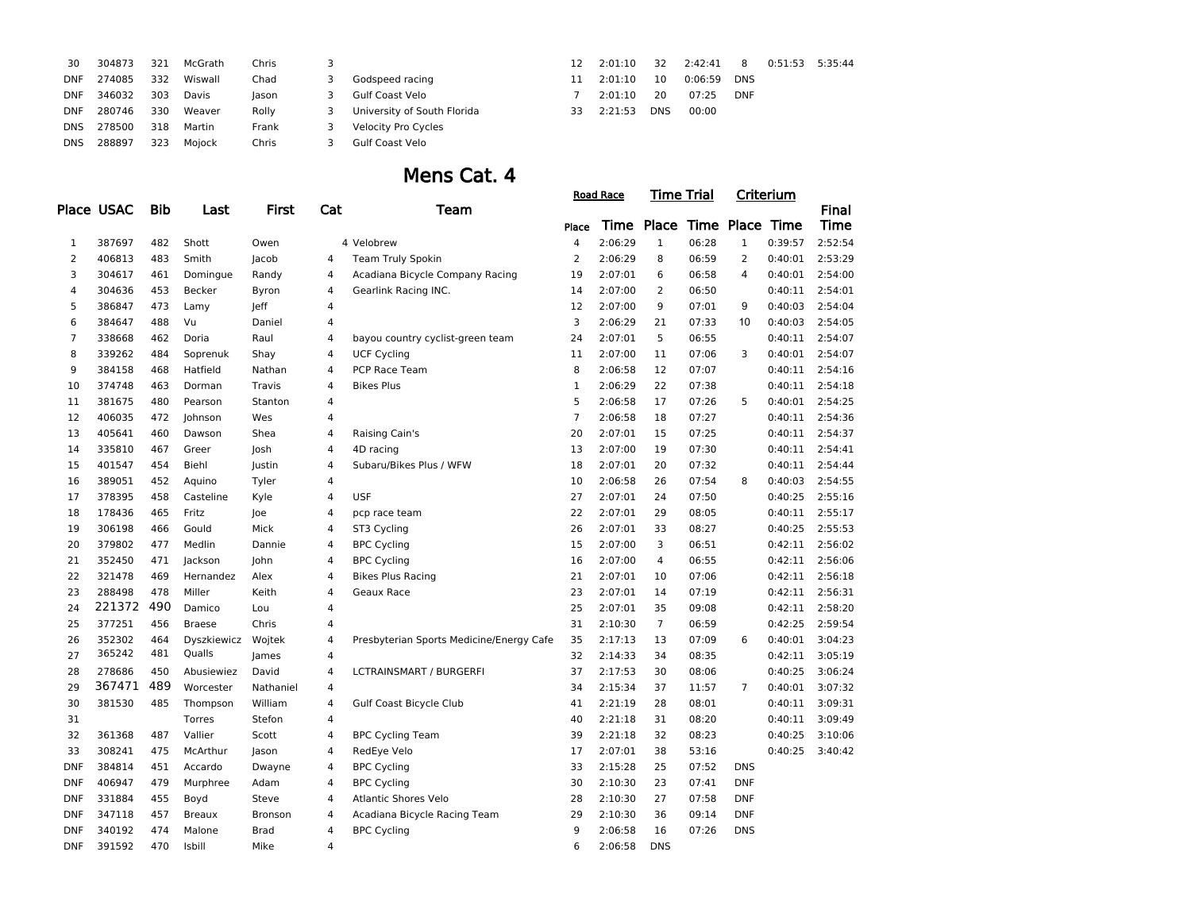| | | | | | | | | | | | | | | |
|---|---|---|---|---|---|---|---|---|---|---|---|---|---|---|
| 30 | 304873 | 321 | McGrath | Chris | 3 | | 12 | 2:01:10 | 32 | 2:42:41 | 8 | 0:51:53 | 5:35:44 |
| DNF | 274085 | 332 | Wiswall | Chad | 3 | Godspeed racing | 11 | 2:01:10 | 10 | 0:06:59 | DNS | | |
| DNF | 346032 | 303 | Davis | Jason | 3 | Gulf Coast Velo | 7 | 2:01:10 | 20 | 07:25 | DNF | | |
| DNF | 280746 | 330 | Weaver | Rolly | 3 | University of South Florida | 33 | 2:21:53 | DNS | 00:00 | | | |
| DNS | 278500 | 318 | Martin | Frank | 3 | Velocity Pro Cycles | | | | | | | |
| DNS | 288897 | 323 | Mojock | Chris | 3 | Gulf Coast Velo | | | | | | | |

# Mens Cat. 4

| Place | USAC | Bib | Last | First | Cat | Team | Road Race Place | Road Race Time | Time Trial Place | Time Trial Time | Criterium Place | Criterium Time | Final Time |
|---|---|---|---|---|---|---|---|---|---|---|---|---|---|
| 1 | 387697 | 482 | Shott | Owen | 4 | Velobrew | 4 | 2:06:29 | 1 | 06:28 | 1 | 0:39:57 | 2:52:54 |
| 2 | 406813 | 483 | Smith | Jacob | 4 | Team Truly Spokin | 2 | 2:06:29 | 8 | 06:59 | 2 | 0:40:01 | 2:53:29 |
| 3 | 304617 | 461 | Domingue | Randy | 4 | Acadiana Bicycle Company Racing | 19 | 2:07:01 | 6 | 06:58 | 4 | 0:40:01 | 2:54:00 |
| 4 | 304636 | 453 | Becker | Byron | 4 | Gearlink Racing INC. | 14 | 2:07:00 | 2 | 06:50 | | 0:40:11 | 2:54:01 |
| 5 | 386847 | 473 | Lamy | Jeff | 4 | | 12 | 2:07:00 | 9 | 07:01 | 9 | 0:40:03 | 2:54:04 |
| 6 | 384647 | 488 | Vu | Daniel | 4 | | 3 | 2:06:29 | 21 | 07:33 | 10 | 0:40:03 | 2:54:05 |
| 7 | 338668 | 462 | Doria | Raul | 4 | bayou country cyclist-green team | 24 | 2:07:01 | 5 | 06:55 | | 0:40:11 | 2:54:07 |
| 8 | 339262 | 484 | Soprenuk | Shay | 4 | UCF Cycling | 11 | 2:07:00 | 11 | 07:06 | 3 | 0:40:01 | 2:54:07 |
| 9 | 384158 | 468 | Hatfield | Nathan | 4 | PCP Race Team | 8 | 2:06:58 | 12 | 07:07 | | 0:40:11 | 2:54:16 |
| 10 | 374748 | 463 | Dorman | Travis | 4 | Bikes Plus | 1 | 2:06:29 | 22 | 07:38 | | 0:40:11 | 2:54:18 |
| 11 | 381675 | 480 | Pearson | Stanton | 4 | | 5 | 2:06:58 | 17 | 07:26 | 5 | 0:40:01 | 2:54:25 |
| 12 | 406035 | 472 | Johnson | Wes | 4 | | 7 | 2:06:58 | 18 | 07:27 | | 0:40:11 | 2:54:36 |
| 13 | 405641 | 460 | Dawson | Shea | 4 | Raising Cain's | 20 | 2:07:01 | 15 | 07:25 | | 0:40:11 | 2:54:37 |
| 14 | 335810 | 467 | Greer | Josh | 4 | 4D racing | 13 | 2:07:00 | 19 | 07:30 | | 0:40:11 | 2:54:41 |
| 15 | 401547 | 454 | Biehl | Justin | 4 | Subaru/Bikes Plus / WFW | 18 | 2:07:01 | 20 | 07:32 | | 0:40:11 | 2:54:44 |
| 16 | 389051 | 452 | Aquino | Tyler | 4 | | 10 | 2:06:58 | 26 | 07:54 | 8 | 0:40:03 | 2:54:55 |
| 17 | 378395 | 458 | Casteline | Kyle | 4 | USF | 27 | 2:07:01 | 24 | 07:50 | | 0:40:25 | 2:55:16 |
| 18 | 178436 | 465 | Fritz | Joe | 4 | pcp race team | 22 | 2:07:01 | 29 | 08:05 | | 0:40:11 | 2:55:17 |
| 19 | 306198 | 466 | Gould | Mick | 4 | ST3 Cycling | 26 | 2:07:01 | 33 | 08:27 | | 0:40:25 | 2:55:53 |
| 20 | 379802 | 477 | Medlin | Dannie | 4 | BPC Cycling | 15 | 2:07:00 | 3 | 06:51 | | 0:42:11 | 2:56:02 |
| 21 | 352450 | 471 | Jackson | John | 4 | BPC Cycling | 16 | 2:07:00 | 4 | 06:55 | | 0:42:11 | 2:56:06 |
| 22 | 321478 | 469 | Hernandez | Alex | 4 | Bikes Plus Racing | 21 | 2:07:01 | 10 | 07:06 | | 0:42:11 | 2:56:18 |
| 23 | 288498 | 478 | Miller | Keith | 4 | Geaux Race | 23 | 2:07:01 | 14 | 07:19 | | 0:42:11 | 2:56:31 |
| 24 | 221372 | 490 | Damico | Lou | 4 | | 25 | 2:07:01 | 35 | 09:08 | | 0:42:11 | 2:58:20 |
| 25 | 377251 | 456 | Braese | Chris | 4 | | 31 | 2:10:30 | 7 | 06:59 | | 0:42:25 | 2:59:54 |
| 26 | 352302 | 464 | Dyszkiewicz | Wojtek | 4 | Presbyterian Sports Medicine/Energy Cafe | 35 | 2:17:13 | 13 | 07:09 | 6 | 0:40:01 | 3:04:23 |
| 27 | 365242 | 481 | Qualls | James | 4 | | 32 | 2:14:33 | 34 | 08:35 | | 0:42:11 | 3:05:19 |
| 28 | 278686 | 450 | Abusiewiez | David | 4 | LCTRAINSMART / BURGERFI | 37 | 2:17:53 | 30 | 08:06 | | 0:40:25 | 3:06:24 |
| 29 | 367471 | 489 | Worcester | Nathaniel | 4 | | 34 | 2:15:34 | 37 | 11:57 | 7 | 0:40:01 | 3:07:32 |
| 30 | 381530 | 485 | Thompson | William | 4 | Gulf Coast Bicycle Club | 41 | 2:21:19 | 28 | 08:01 | | 0:40:11 | 3:09:31 |
| 31 | | | Torres | Stefon | 4 | | 40 | 2:21:18 | 31 | 08:20 | | 0:40:11 | 3:09:49 |
| 32 | 361368 | 487 | Vallier | Scott | 4 | BPC Cycling Team | 39 | 2:21:18 | 32 | 08:23 | | 0:40:25 | 3:10:06 |
| 33 | 308241 | 475 | McArthur | Jason | 4 | RedEye Velo | 17 | 2:07:01 | 38 | 53:16 | | 0:40:25 | 3:40:42 |
| DNF | 384814 | 451 | Accardo | Dwayne | 4 | BPC Cycling | 33 | 2:15:28 | 25 | 07:52 | DNS | | |
| DNF | 406947 | 479 | Murphree | Adam | 4 | BPC Cycling | 30 | 2:10:30 | 23 | 07:41 | DNF | | |
| DNF | 331884 | 455 | Boyd | Steve | 4 | Atlantic Shores Velo | 28 | 2:10:30 | 27 | 07:58 | DNF | | |
| DNF | 347118 | 457 | Breaux | Bronson | 4 | Acadiana Bicycle Racing Team | 29 | 2:10:30 | 36 | 09:14 | DNF | | |
| DNF | 340192 | 474 | Malone | Brad | 4 | BPC Cycling | 9 | 2:06:58 | 16 | 07:26 | DNS | | |
| DNF | 391592 | 470 | Isbill | Mike | 4 | | 6 | 2:06:58 | DNS | | | | |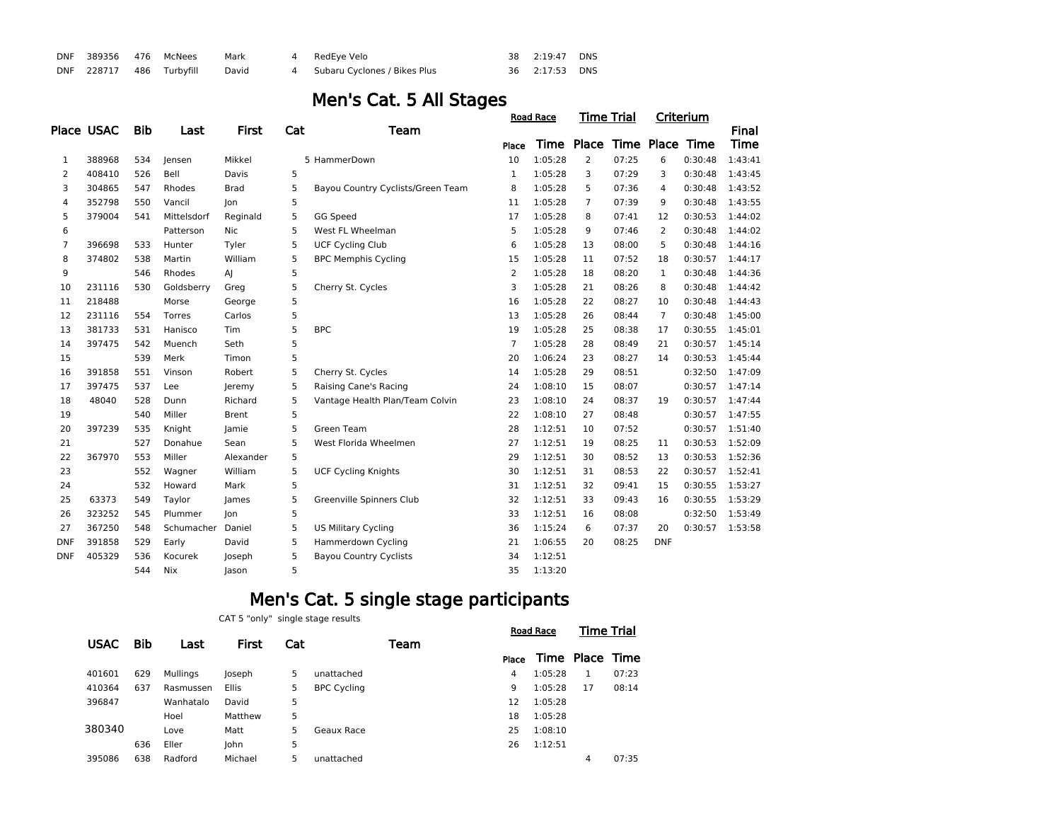| | | | | | | | | | |
|---|---|---|---|---|---|---|---|---|---|
| DNF | 389356 | 476 | McNees | Mark | 4 | RedEye Velo | 38 | 2:19:47 | DNS |
| DNF | 228717 | 486 | Turbyfill | David | 4 | Subaru Cyclones / Bikes Plus | 36 | 2:17:53 | DNS |

# Men's Cat. 5 All Stages

| Place | USAC | Bib | Last | First | Cat | Team | Road Race | | Time Trial | | Criterium | | Final |
|---|---|---|---|---|---|---|---|---|---|---|---|---|---|
| | | | | | | | Place | Time | Place | Time | Place | Time | Time |
| 1 | 388968 | 534 | Jensen | Mikkel | 5 | HammerDown | 10 | 1:05:28 | 2 | 07:25 | 6 | 0:30:48 | 1:43:41 |
| 2 | 408410 | 526 | Bell | Davis | 5 | | 1 | 1:05:28 | 3 | 07:29 | 3 | 0:30:48 | 1:43:45 |
| 3 | 304865 | 547 | Rhodes | Brad | 5 | Bayou Country Cyclists/Green Team | 8 | 1:05:28 | 5 | 07:36 | 4 | 0:30:48 | 1:43:52 |
| 4 | 352798 | 550 | Vancil | Jon | 5 | | 11 | 1:05:28 | 7 | 07:39 | 9 | 0:30:48 | 1:43:55 |
| 5 | 379004 | 541 | Mittelsdorf | Reginald | 5 | GG Speed | 17 | 1:05:28 | 8 | 07:41 | 12 | 0:30:53 | 1:44:02 |
| 6 | | | Patterson | Nic | 5 | West FL Wheelman | 5 | 1:05:28 | 9 | 07:46 | 2 | 0:30:48 | 1:44:02 |
| 7 | 396698 | 533 | Hunter | Tyler | 5 | UCF Cycling Club | 6 | 1:05:28 | 13 | 08:00 | 5 | 0:30:48 | 1:44:16 |
| 8 | 374802 | 538 | Martin | William | 5 | BPC Memphis Cycling | 15 | 1:05:28 | 11 | 07:52 | 18 | 0:30:57 | 1:44:17 |
| 9 | | 546 | Rhodes | AJ | 5 | | 2 | 1:05:28 | 18 | 08:20 | 1 | 0:30:48 | 1:44:36 |
| 10 | 231116 | 530 | Goldsberry | Greg | 5 | Cherry St. Cycles | 3 | 1:05:28 | 21 | 08:26 | 8 | 0:30:48 | 1:44:42 |
| 11 | 218488 | | Morse | George | 5 | | 16 | 1:05:28 | 22 | 08:27 | 10 | 0:30:48 | 1:44:43 |
| 12 | 231116 | 554 | Torres | Carlos | 5 | | 13 | 1:05:28 | 26 | 08:44 | 7 | 0:30:48 | 1:45:00 |
| 13 | 381733 | 531 | Hanisco | Tim | 5 | BPC | 19 | 1:05:28 | 25 | 08:38 | 17 | 0:30:55 | 1:45:01 |
| 14 | 397475 | 542 | Muench | Seth | 5 | | 7 | 1:05:28 | 28 | 08:49 | 21 | 0:30:57 | 1:45:14 |
| 15 | | 539 | Merk | Timon | 5 | | 20 | 1:06:24 | 23 | 08:27 | 14 | 0:30:53 | 1:45:44 |
| 16 | 391858 | 551 | Vinson | Robert | 5 | Cherry St. Cycles | 14 | 1:05:28 | 29 | 08:51 | | 0:32:50 | 1:47:09 |
| 17 | 397475 | 537 | Lee | Jeremy | 5 | Raising Cane's Racing | 24 | 1:08:10 | 15 | 08:07 | | 0:30:57 | 1:47:14 |
| 18 | 48040 | 528 | Dunn | Richard | 5 | Vantage Health Plan/Team Colvin | 23 | 1:08:10 | 24 | 08:37 | 19 | 0:30:57 | 1:47:44 |
| 19 | | 540 | Miller | Brent | 5 | | 22 | 1:08:10 | 27 | 08:48 | | 0:30:57 | 1:47:55 |
| 20 | 397239 | 535 | Knight | Jamie | 5 | Green Team | 28 | 1:12:51 | 10 | 07:52 | | 0:30:57 | 1:51:40 |
| 21 | | 527 | Donahue | Sean | 5 | West Florida Wheelmen | 27 | 1:12:51 | 19 | 08:25 | 11 | 0:30:53 | 1:52:09 |
| 22 | 367970 | 553 | Miller | Alexander | 5 | | 29 | 1:12:51 | 30 | 08:52 | 13 | 0:30:53 | 1:52:36 |
| 23 | | 552 | Wagner | William | 5 | UCF Cycling Knights | 30 | 1:12:51 | 31 | 08:53 | 22 | 0:30:57 | 1:52:41 |
| 24 | | 532 | Howard | Mark | 5 | | 31 | 1:12:51 | 32 | 09:41 | 15 | 0:30:55 | 1:53:27 |
| 25 | 63373 | 549 | Taylor | James | 5 | Greenville Spinners Club | 32 | 1:12:51 | 33 | 09:43 | 16 | 0:30:55 | 1:53:29 |
| 26 | 323252 | 545 | Plummer | Jon | 5 | | 33 | 1:12:51 | 16 | 08:08 | | 0:32:50 | 1:53:49 |
| 27 | 367250 | 548 | Schumacher | Daniel | 5 | US Military Cycling | 36 | 1:15:24 | 6 | 07:37 | 20 | 0:30:57 | 1:53:58 |
| DNF | 391858 | 529 | Early | David | 5 | Hammerdown Cycling | 21 | 1:06:55 | 20 | 08:25 | DNF | | |
| DNF | 405329 | 536 | Kocurek | Joseph | 5 | Bayou Country Cyclists | 34 | 1:12:51 | | | | | |
| | | 544 | Nix | Jason | 5 | | 35 | 1:13:20 | | | | | |

# Men's Cat. 5 single stage participants

CAT 5 "only" single stage results

| USAC | Bib | Last | First | Cat | Team | Road Race | | Time Trial | |
|---|---|---|---|---|---|---|---|---|---|
| | | | | | | Place | Time | Place | Time |
| 401601 | 629 | Mullings | Joseph | 5 | unattached | 4 | 1:05:28 | 1 | 07:23 |
| 410364 | 637 | Rasmussen | Ellis | 5 | BPC Cycling | 9 | 1:05:28 | 17 | 08:14 |
| 396847 | | Wanhatalo | David | 5 | | 12 | 1:05:28 | | |
| | | Hoel | Matthew | 5 | | 18 | 1:05:28 | | |
| 380340 | | Love | Matt | 5 | Geaux Race | 25 | 1:08:10 | | |
| | 636 | Eller | John | 5 | | 26 | 1:12:51 | | |
| 395086 | 638 | Radford | Michael | 5 | unattached | | | 4 | 07:35 |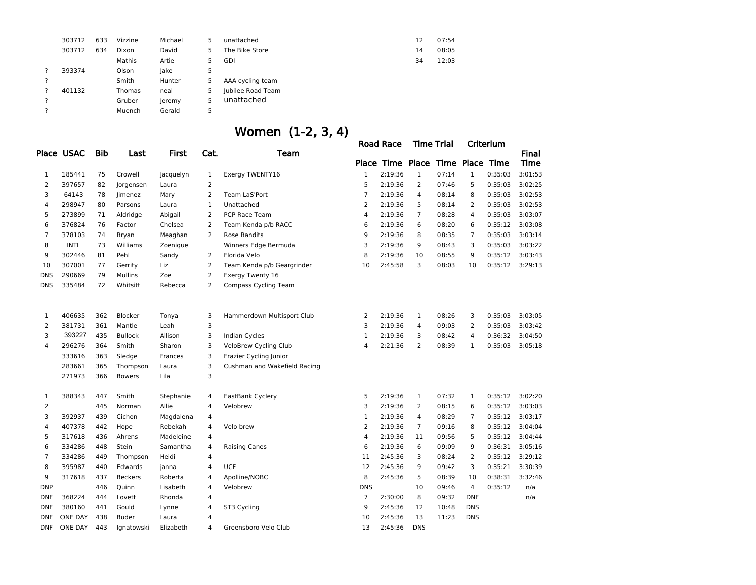|  | USAC | Bib | Last | First | Cat. | Team | Road Race Place | Road Race Time | Time Trial Place | Time Trial Time | Criterium Place | Criterium Time | Final Time |
|---|---|---|---|---|---|---|---|---|---|---|---|---|---|
|  | 303712 | 633 | Vizzine | Michael | 5 | unattached |  |  | 12 | 07:54 |  |  |  |
|  | 303712 | 634 | Dixon | David | 5 | The Bike Store |  |  | 14 | 08:05 |  |  |  |
|  |  |  | Mathis | Artie | 5 | GDI |  |  | 34 | 12:03 |  |  |  |
| ? | 393374 |  | Olson | Jake | 5 |  |  |  |  |  |  |  |  |
| ? |  |  | Smith | Hunter | 5 | AAA cycling team |  |  |  |  |  |  |  |
| ? | 401132 |  | Thomas | neal | 5 | Jubilee Road Team |  |  |  |  |  |  |  |
| ? |  |  | Gruber | Jeremy | 5 | unattached |  |  |  |  |  |  |  |
| ? |  |  | Muench | Gerald | 5 |  |  |  |  |  |  |  |  |

# Women (1-2, 3, 4)

| Place | USAC | Bib | Last | First | Cat. | Team | Road Race | | Time Trial | | Criterium | | Final Time |
|---|---|---|---|---|---|---|---|---|---|---|---|---|---|
|  |  |  |  |  |  |  | Place | Time | Place | Time | Place | Time |  |
| 1 | 185441 | 75 | Crowell | Jacquelyn | 1 | Exergy TWENTY16 | 1 | 2:19:36 | 1 | 07:14 | 1 | 0:35:03 | 3:01:53 |
| 2 | 397657 | 82 | Jorgensen | Laura | 2 |  | 5 | 2:19:36 | 2 | 07:46 | 5 | 0:35:03 | 3:02:25 |
| 3 | 64143 | 78 | Jimenez | Mary | 2 | Team LaS'Port | 7 | 2:19:36 | 4 | 08:14 | 8 | 0:35:03 | 3:02:53 |
| 4 | 298947 | 80 | Parsons | Laura | 1 | Unattached | 2 | 2:19:36 | 5 | 08:14 | 2 | 0:35:03 | 3:02:53 |
| 5 | 273899 | 71 | Aldridge | Abigail | 2 | PCP Race Team | 4 | 2:19:36 | 7 | 08:28 | 4 | 0:35:03 | 3:03:07 |
| 6 | 376824 | 76 | Factor | Chelsea | 2 | Team Kenda p/b RACC | 6 | 2:19:36 | 6 | 08:20 | 6 | 0:35:12 | 3:03:08 |
| 7 | 378103 | 74 | Bryan | Meaghan | 2 | Rose Bandits | 9 | 2:19:36 | 8 | 08:35 | 7 | 0:35:03 | 3:03:14 |
| 8 | INTL | 73 | Williams | Zoenique |  | Winners Edge Bermuda | 3 | 2:19:36 | 9 | 08:43 | 3 | 0:35:03 | 3:03:22 |
| 9 | 302446 | 81 | Pehl | Sandy | 2 | Florida Velo | 8 | 2:19:36 | 10 | 08:55 | 9 | 0:35:12 | 3:03:43 |
| 10 | 307001 | 77 | Gerrity | Liz | 2 | Team Kenda p/b Geargrinder | 10 | 2:45:58 | 3 | 08:03 | 10 | 0:35:12 | 3:29:13 |
| DNS | 290669 | 79 | Mullins | Zoe | 2 | Exergy Twenty 16 |  |  |  |  |  |  |  |
| DNS | 335484 | 72 | Whitsitt | Rebecca | 2 | Compass Cycling Team |  |  |  |  |  |  |  |
|  |  |  |  |  |  |  |  |  |  |  |  |  |  |
| 1 | 406635 | 362 | Blocker | Tonya | 3 | Hammerdown Multisport Club | 2 | 2:19:36 | 1 | 08:26 | 3 | 0:35:03 | 3:03:05 |
| 2 | 381731 | 361 | Mantle | Leah | 3 |  | 3 | 2:19:36 | 4 | 09:03 | 2 | 0:35:03 | 3:03:42 |
| 3 | 393227 | 435 | Bullock | Allison | 3 | Indian Cycles | 1 | 2:19:36 | 3 | 08:42 | 4 | 0:36:32 | 3:04:50 |
| 4 | 296276 | 364 | Smith | Sharon | 3 | VeloBrew Cycling Club | 4 | 2:21:36 | 2 | 08:39 | 1 | 0:35:03 | 3:05:18 |
|  | 333616 | 363 | Sledge | Frances | 3 | Frazier Cycling Junior |  |  |  |  |  |  |  |
|  | 283661 | 365 | Thompson | Laura | 3 | Cushman and Wakefield Racing |  |  |  |  |  |  |  |
|  | 271973 | 366 | Bowers | Lila | 3 |  |  |  |  |  |  |  |  |
|  |  |  |  |  |  |  |  |  |  |  |  |  |  |
| 1 | 388343 | 447 | Smith | Stephanie | 4 | EastBank Cyclery | 5 | 2:19:36 | 1 | 07:32 | 1 | 0:35:12 | 3:02:20 |
| 2 |  | 445 | Norman | Allie | 4 | Velobrew | 3 | 2:19:36 | 2 | 08:15 | 6 | 0:35:12 | 3:03:03 |
| 3 | 392937 | 439 | Cichon | Magdalena | 4 |  | 1 | 2:19:36 | 4 | 08:29 | 7 | 0:35:12 | 3:03:17 |
| 4 | 407378 | 442 | Hope | Rebekah | 4 | Velo brew | 2 | 2:19:36 | 7 | 09:16 | 8 | 0:35:12 | 3:04:04 |
| 5 | 317618 | 436 | Ahrens | Madeleine | 4 |  | 4 | 2:19:36 | 11 | 09:56 | 5 | 0:35:12 | 3:04:44 |
| 6 | 334286 | 448 | Stein | Samantha | 4 | Raising Canes | 6 | 2:19:36 | 6 | 09:09 | 9 | 0:36:31 | 3:05:16 |
| 7 | 334286 | 449 | Thompson | Heidi | 4 |  | 11 | 2:45:36 | 3 | 08:24 | 2 | 0:35:12 | 3:29:12 |
| 8 | 395987 | 440 | Edwards | janna | 4 | UCF | 12 | 2:45:36 | 9 | 09:42 | 3 | 0:35:21 | 3:30:39 |
| 9 | 317618 | 437 | Beckers | Roberta | 4 | Apolline/NOBC | 8 | 2:45:36 | 5 | 08:39 | 10 | 0:38:31 | 3:32:46 |
| DNP |  | 446 | Quinn | Lisabeth | 4 | Velobrew | DNS |  | 10 | 09:46 | 4 | 0:35:12 | n/a |
| DNF | 368224 | 444 | Lovett | Rhonda | 4 |  | 7 | 2:30:00 | 8 | 09:32 | DNF |  | n/a |
| DNF | 380160 | 441 | Gould | Lynne | 4 | ST3 Cycling | 9 | 2:45:36 | 12 | 10:48 | DNS |  |  |
| DNF | ONE DAY | 438 | Buder | Laura | 4 |  | 10 | 2:45:36 | 13 | 11:23 | DNS |  |  |
| DNF | ONE DAY | 443 | Ignatowski | Elizabeth | 4 | Greensboro Velo Club | 13 | 2:45:36 | DNS |  |  |  |  |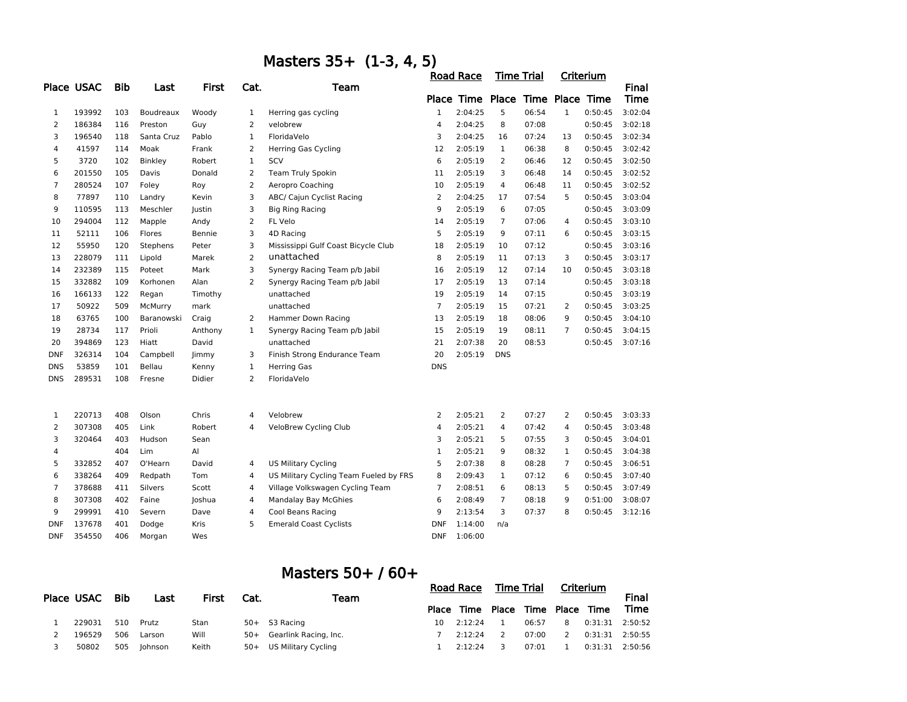# Masters 35+ (1-3, 4, 5)

| Place | USAC | Bib | Last | First | Cat. | Team | Road Race Place | Road Race Time | Time Trial Place | Time Trial Time | Criterium Place | Criterium Time | Final Time |
|---|---|---|---|---|---|---|---|---|---|---|---|---|---|
| 1 | 193992 | 103 | Boudreaux | Woody | 1 | Herring gas cycling | 1 | 2:04:25 | 5 | 06:54 | 1 | 0:50:45 | 3:02:04 |
| 2 | 186384 | 116 | Preston | Guy | 2 | velobrew | 4 | 2:04:25 | 8 | 07:08 | | 0:50:45 | 3:02:18 |
| 3 | 196540 | 118 | Santa Cruz | Pablo | 1 | FloridaVelo | 3 | 2:04:25 | 16 | 07:24 | 13 | 0:50:45 | 3:02:34 |
| 4 | 41597 | 114 | Moak | Frank | 2 | Herring Gas Cycling | 12 | 2:05:19 | 1 | 06:38 | 8 | 0:50:45 | 3:02:42 |
| 5 | 3720 | 102 | Binkley | Robert | 1 | SCV | 6 | 2:05:19 | 2 | 06:46 | 12 | 0:50:45 | 3:02:50 |
| 6 | 201550 | 105 | Davis | Donald | 2 | Team Truly Spokin | 11 | 2:05:19 | 3 | 06:48 | 14 | 0:50:45 | 3:02:52 |
| 7 | 280524 | 107 | Foley | Roy | 2 | Aeropro Coaching | 10 | 2:05:19 | 4 | 06:48 | 11 | 0:50:45 | 3:02:52 |
| 8 | 77897 | 110 | Landry | Kevin | 3 | ABC/ Cajun Cyclist Racing | 2 | 2:04:25 | 17 | 07:54 | 5 | 0:50:45 | 3:03:04 |
| 9 | 110595 | 113 | Meschler | Justin | 3 | Big Ring Racing | 9 | 2:05:19 | 6 | 07:05 | | 0:50:45 | 3:03:09 |
| 10 | 294004 | 112 | Mapple | Andy | 2 | FL Velo | 14 | 2:05:19 | 7 | 07:06 | 4 | 0:50:45 | 3:03:10 |
| 11 | 52111 | 106 | Flores | Bennie | 3 | 4D Racing | 5 | 2:05:19 | 9 | 07:11 | 6 | 0:50:45 | 3:03:15 |
| 12 | 55950 | 120 | Stephens | Peter | 3 | Mississippi Gulf Coast Bicycle Club | 18 | 2:05:19 | 10 | 07:12 | | 0:50:45 | 3:03:16 |
| 13 | 228079 | 111 | Lipold | Marek | 2 | unattached | 8 | 2:05:19 | 11 | 07:13 | 3 | 0:50:45 | 3:03:17 |
| 14 | 232389 | 115 | Poteet | Mark | 3 | Synergy Racing Team p/b Jabil | 16 | 2:05:19 | 12 | 07:14 | 10 | 0:50:45 | 3:03:18 |
| 15 | 332882 | 109 | Korhonen | Alan | 2 | Synergy Racing Team p/b Jabil | 17 | 2:05:19 | 13 | 07:14 | | 0:50:45 | 3:03:18 |
| 16 | 166133 | 122 | Regan | Timothy | | unattached | 19 | 2:05:19 | 14 | 07:15 | | 0:50:45 | 3:03:19 |
| 17 | 50922 | 509 | McMurry | mark | | unattached | 7 | 2:05:19 | 15 | 07:21 | 2 | 0:50:45 | 3:03:25 |
| 18 | 63765 | 100 | Baranowski | Craig | 2 | Hammer Down Racing | 13 | 2:05:19 | 18 | 08:06 | 9 | 0:50:45 | 3:04:10 |
| 19 | 28734 | 117 | Prioli | Anthony | 1 | Synergy Racing Team p/b Jabil | 15 | 2:05:19 | 19 | 08:11 | 7 | 0:50:45 | 3:04:15 |
| 20 | 394869 | 123 | Hiatt | David | | unattached | 21 | 2:07:38 | 20 | 08:53 | | 0:50:45 | 3:07:16 |
| DNF | 326314 | 104 | Campbell | Jimmy | 3 | Finish Strong Endurance Team | 20 | 2:05:19 | DNS | | | | |
| DNS | 53859 | 101 | Bellau | Kenny | 1 | Herring Gas | DNS | | | | | | |
| DNS | 289531 | 108 | Fresne | Didier | 2 | FloridaVelo | | | | | | | |

| Place | USAC | Bib | Last | First | Cat. | Team | Road Race Place | Road Race Time | Time Trial Place | Time Trial Time | Criterium Place | Criterium Time | Final Time |
|---|---|---|---|---|---|---|---|---|---|---|---|---|---|
| 1 | 220713 | 408 | Olson | Chris | 4 | Velobrew | 2 | 2:05:21 | 2 | 07:27 | 2 | 0:50:45 | 3:03:33 |
| 2 | 307308 | 405 | Link | Robert | 4 | VeloBrew Cycling Club | 4 | 2:05:21 | 4 | 07:42 | 4 | 0:50:45 | 3:03:48 |
| 3 | 320464 | 403 | Hudson | Sean | | | 3 | 2:05:21 | 5 | 07:55 | 3 | 0:50:45 | 3:04:01 |
| 4 | | 404 | Lim | Al | | | 1 | 2:05:21 | 9 | 08:32 | 1 | 0:50:45 | 3:04:38 |
| 5 | 332852 | 407 | O'Hearn | David | 4 | US Military Cycling | 5 | 2:07:38 | 8 | 08:28 | 7 | 0:50:45 | 3:06:51 |
| 6 | 338264 | 409 | Redpath | Tom | 4 | US Military Cycling Team Fueled by FRS | 8 | 2:09:43 | 1 | 07:12 | 6 | 0:50:45 | 3:07:40 |
| 7 | 378688 | 411 | Silvers | Scott | 4 | Village Volkswagen Cycling Team | 7 | 2:08:51 | 6 | 08:13 | 5 | 0:50:45 | 3:07:49 |
| 8 | 307308 | 402 | Faine | Joshua | 4 | Mandalay Bay McGhies | 6 | 2:08:49 | 7 | 08:18 | 9 | 0:51:00 | 3:08:07 |
| 9 | 299991 | 410 | Severn | Dave | 4 | Cool Beans Racing | 9 | 2:13:54 | 3 | 07:37 | 8 | 0:50:45 | 3:12:16 |
| DNF | 137678 | 401 | Dodge | Kris | 5 | Emerald Coast Cyclists | DNF | 1:14:00 | n/a | | | | |
| DNF | 354550 | 406 | Morgan | Wes | | | DNF | 1:06:00 | | | | | |

# Masters 50+ / 60+

| Place | USAC | Bib | Last | First | Cat. | Team | Road Race Place | Road Race Time | Time Trial Place | Time Trial Time | Criterium Place | Criterium Time | Final Time |
|---|---|---|---|---|---|---|---|---|---|---|---|---|---|
| 1 | 229031 | 510 | Prutz | Stan | 50+ | S3 Racing | 10 | 2:12:24 | 1 | 06:57 | 8 | 0:31:31 | 2:50:52 |
| 2 | 196529 | 506 | Larson | Will | 50+ | Gearlink Racing, Inc. | 7 | 2:12:24 | 2 | 07:00 | 2 | 0:31:31 | 2:50:55 |
| 3 | 50802 | 505 | Johnson | Keith | 50+ | US Military Cycling | 1 | 2:12:24 | 3 | 07:01 | 1 | 0:31:31 | 2:50:56 |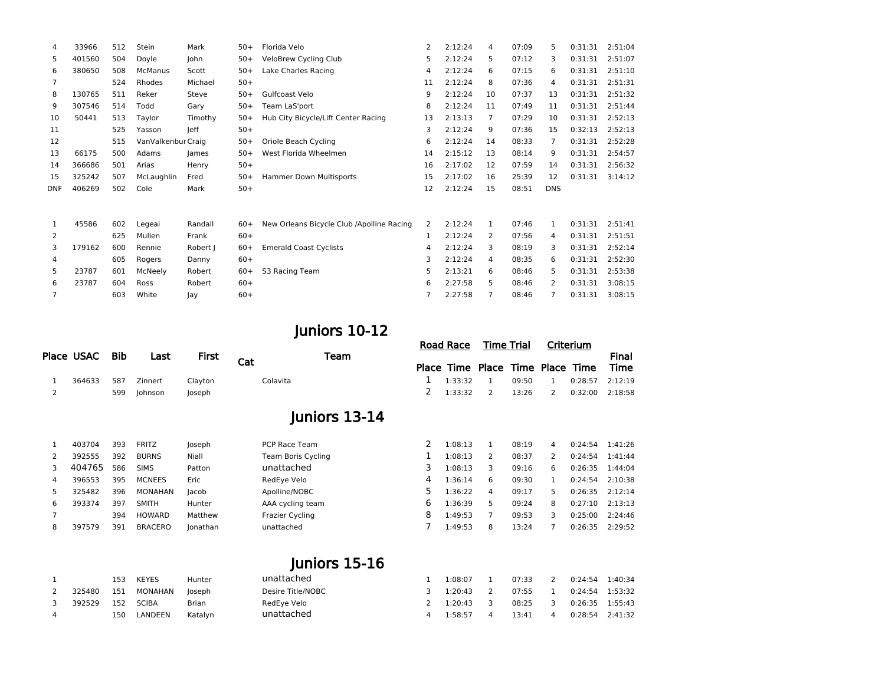| Place | USAC | Bib | Last | First | Cat | Team | Road Race Place | Road Race Time | Time Trial Place | Time Trial Time | Criterium Place | Criterium Time | Final Time |
|---|---|---|---|---|---|---|---|---|---|---|---|---|---|
| 4 | 33966 | 512 | Stein | Mark | 50+ | Florida Velo | 2 | 2:12:24 | 4 | 07:09 | 5 | 0:31:31 | 2:51:04 |
| 5 | 401560 | 504 | Doyle | John | 50+ | VeloBrew Cycling Club | 5 | 2:12:24 | 5 | 07:12 | 3 | 0:31:31 | 2:51:07 |
| 6 | 380650 | 508 | McManus | Scott | 50+ | Lake Charles Racing | 4 | 2:12:24 | 6 | 07:15 | 6 | 0:31:31 | 2:51:10 |
| 7 | | 524 | Rhodes | Michael | 50+ | | 11 | 2:12:24 | 8 | 07:36 | 4 | 0:31:31 | 2:51:31 |
| 8 | 130765 | 511 | Reker | Steve | 50+ | Gulfcoast Velo | 9 | 2:12:24 | 10 | 07:37 | 13 | 0:31:31 | 2:51:32 |
| 9 | 307546 | 514 | Todd | Gary | 50+ | Team LaS'port | 8 | 2:12:24 | 11 | 07:49 | 11 | 0:31:31 | 2:51:44 |
| 10 | 50441 | 513 | Taylor | Timothy | 50+ | Hub City Bicycle/Lift Center Racing | 13 | 2:13:13 | 7 | 07:29 | 10 | 0:31:31 | 2:52:13 |
| 11 | | 525 | Yasson | Jeff | 50+ | | 3 | 2:12:24 | 9 | 07:36 | 15 | 0:32:13 | 2:52:13 |
| 12 | | 515 | VanValkenbur | Craig | 50+ | Oriole Beach Cycling | 6 | 2:12:24 | 14 | 08:33 | 7 | 0:31:31 | 2:52:28 |
| 13 | 66175 | 500 | Adams | James | 50+ | West Florida Wheelmen | 14 | 2:15:12 | 13 | 08:14 | 9 | 0:31:31 | 2:54:57 |
| 14 | 366686 | 501 | Arias | Henry | 50+ | | 16 | 2:17:02 | 12 | 07:59 | 14 | 0:31:31 | 2:56:32 |
| 15 | 325242 | 507 | McLaughlin | Fred | 50+ | Hammer Down Multisports | 15 | 2:17:02 | 16 | 25:39 | 12 | 0:31:31 | 3:14:12 |
| DNF | 406269 | 502 | Cole | Mark | 50+ | | 12 | 2:12:24 | 15 | 08:51 | DNS | | |

| Place | USAC | Bib | Last | First | Cat | Team | Road Race Place | Road Race Time | Time Trial Place | Time Trial Time | Criterium Place | Criterium Time | Final Time |
|---|---|---|---|---|---|---|---|---|---|---|---|---|---|
| 1 | 45586 | 602 | Legeai | Randall | 60+ | New Orleans Bicycle Club /Apolline Racing | 2 | 2:12:24 | 1 | 07:46 | 1 | 0:31:31 | 2:51:41 |
| 2 | | 625 | Mullen | Frank | 60+ | | 1 | 2:12:24 | 2 | 07:56 | 4 | 0:31:31 | 2:51:51 |
| 3 | 179162 | 600 | Rennie | Robert J | 60+ | Emerald Coast Cyclists | 4 | 2:12:24 | 3 | 08:19 | 3 | 0:31:31 | 2:52:14 |
| 4 | | 605 | Rogers | Danny | 60+ | | 3 | 2:12:24 | 4 | 08:35 | 6 | 0:31:31 | 2:52:30 |
| 5 | 23787 | 601 | McNeely | Robert | 60+ | S3 Racing Team | 5 | 2:13:21 | 6 | 08:46 | 5 | 0:31:31 | 2:53:38 |
| 6 | 23787 | 604 | Ross | Robert | 60+ | | 6 | 2:27:58 | 5 | 08:46 | 2 | 0:31:31 | 3:08:15 |
| 7 | | 603 | White | Jay | 60+ | | 7 | 2:27:58 | 7 | 08:46 | 7 | 0:31:31 | 3:08:15 |

## Juniors 10-12

| Place | USAC | Bib | Last | First | Cat | Team | Road Race Place | Road Race Time | Time Trial Place | Time Trial Time | Criterium Place | Criterium Time | Final Time |
|---|---|---|---|---|---|---|---|---|---|---|---|---|---|
| 1 | 364633 | 587 | Zinnert | Clayton | | Colavita | 1 | 1:33:32 | 1 | 09:50 | 1 | 0:28:57 | 2:12:19 |
| 2 | | 599 | Johnson | Joseph | | | 2 | 1:33:32 | 2 | 13:26 | 2 | 0:32:00 | 2:18:58 |

## Juniors 13-14

| Place | USAC | Bib | Last | First | Cat | Team | Road Race Place | Road Race Time | Time Trial Place | Time Trial Time | Criterium Place | Criterium Time | Final Time |
|---|---|---|---|---|---|---|---|---|---|---|---|---|---|
| 1 | 403704 | 393 | FRITZ | Joseph | | PCP Race Team | 2 | 1:08:13 | 1 | 08:19 | 4 | 0:24:54 | 1:41:26 |
| 2 | 392555 | 392 | BURNS | Niall | | Team Boris Cycling | 1 | 1:08:13 | 2 | 08:37 | 2 | 0:24:54 | 1:41:44 |
| 3 | 404765 | 586 | SIMS | Patton | | unattached | 3 | 1:08:13 | 3 | 09:16 | 6 | 0:26:35 | 1:44:04 |
| 4 | 396553 | 395 | MCNEES | Eric | | RedEye Velo | 4 | 1:36:14 | 6 | 09:30 | 1 | 0:24:54 | 2:10:38 |
| 5 | 325482 | 396 | MONAHAN | Jacob | | Apolline/NOBC | 5 | 1:36:22 | 4 | 09:17 | 5 | 0:26:35 | 2:12:14 |
| 6 | 393374 | 397 | SMITH | Hunter | | AAA cycling team | 6 | 1:36:39 | 5 | 09:24 | 8 | 0:27:10 | 2:13:13 |
| 7 | | 394 | HOWARD | Matthew | | Frazier Cycling | 8 | 1:49:53 | 7 | 09:53 | 3 | 0:25:00 | 2:24:46 |
| 8 | 397579 | 391 | BRACERO | Jonathan | | unattached | 7 | 1:49:53 | 8 | 13:24 | 7 | 0:26:35 | 2:29:52 |

## Juniors 15-16

| Place | USAC | Bib | Last | First | Cat | Team | Road Race Place | Road Race Time | Time Trial Place | Time Trial Time | Criterium Place | Criterium Time | Final Time |
|---|---|---|---|---|---|---|---|---|---|---|---|---|---|
| 1 | | 153 | KEYES | Hunter | | unattached | 1 | 1:08:07 | 1 | 07:33 | 2 | 0:24:54 | 1:40:34 |
| 2 | 325480 | 151 | MONAHAN | Joseph | | Desire Title/NOBC | 3 | 1:20:43 | 2 | 07:55 | 1 | 0:24:54 | 1:53:32 |
| 3 | 392529 | 152 | SCIBA | Brian | | RedEye Velo | 2 | 1:20:43 | 3 | 08:25 | 3 | 0:26:35 | 1:55:43 |
| 4 | | 150 | LANDEEN | Katalyn | | unattached | 4 | 1:58:57 | 4 | 13:41 | 4 | 0:28:54 | 2:41:32 |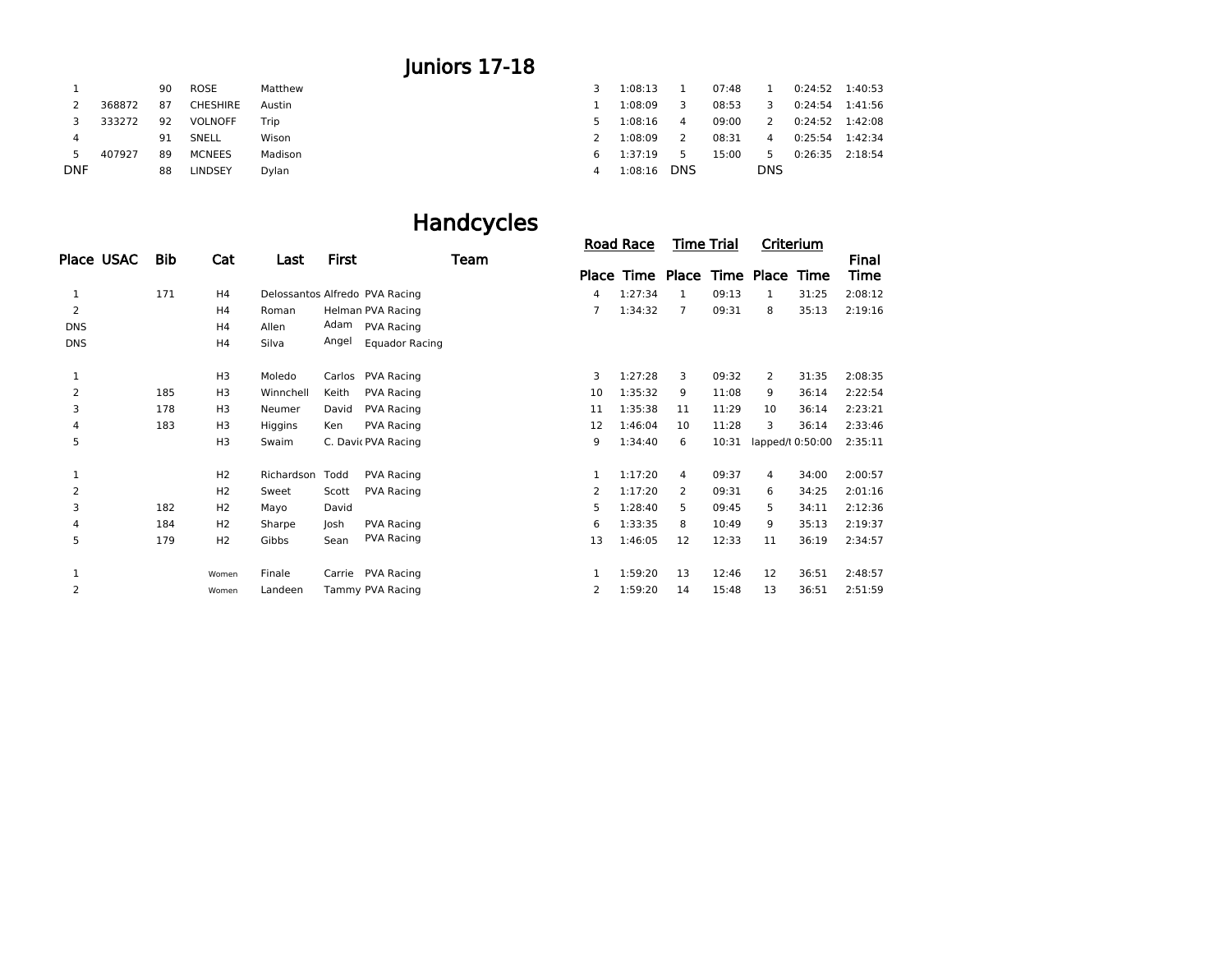## Juniors 17-18

| | | | | | | | | | | | | |
|---|---|---|---|---|---|---|---|---|---|---|---|---|
| 1 | | 90 | ROSE | Matthew | | 3 | 1:08:13 | 1 | 07:48 | 1 | 0:24:52 | 1:40:53 |
| 2 | 368872 | 87 | CHESHIRE | Austin | | 1 | 1:08:09 | 3 | 08:53 | 3 | 0:24:54 | 1:41:56 |
| 3 | 333272 | 92 | VOLNOFF | Trip | | 5 | 1:08:16 | 4 | 09:00 | 2 | 0:24:52 | 1:42:08 |
| 4 | | 91 | SNELL | Wison | | 2 | 1:08:09 | 2 | 08:31 | 4 | 0:25:54 | 1:42:34 |
| 5 | 407927 | 89 | MCNEES | Madison | | 6 | 1:37:19 | 5 | 15:00 | 5 | 0:26:35 | 2:18:54 |
| DNF | | 88 | LINDSEY | Dylan | | 4 | 1:08:16 | DNS | | DNS | | |

## Handcycles

| | | | | | | | Road Race | | Time Trial | | Criterium | | |
|---|---|---|---|---|---|---|---|---|---|---|---|---|---|
| Place | USAC | Bib | Cat | Last | First | Team | Place | Time | Place | Time | Place | Time | Final Time |
| 1 | | 171 | H4 | Delossantos | Alfredo | PVA Racing | 4 | 1:27:34 | 1 | 09:13 | 1 | 31:25 | 2:08:12 |
| 2 | | | H4 | Roman | Helman | PVA Racing | 7 | 1:34:32 | 7 | 09:31 | 8 | 35:13 | 2:19:16 |
| DNS | | | H4 | Allen | Adam | PVA Racing | | | | | | | |
| DNS | | | H4 | Silva | Angel | Equador Racing | | | | | | | |
| 1 | | | H3 | Moledo | Carlos | PVA Racing | 3 | 1:27:28 | 3 | 09:32 | 2 | 31:35 | 2:08:35 |
| 2 | | 185 | H3 | Winnchell | Keith | PVA Racing | 10 | 1:35:32 | 9 | 11:08 | 9 | 36:14 | 2:22:54 |
| 3 | | 178 | H3 | Neumer | David | PVA Racing | 11 | 1:35:38 | 11 | 11:29 | 10 | 36:14 | 2:23:21 |
| 4 | | 183 | H3 | Higgins | Ken | PVA Racing | 12 | 1:46:04 | 10 | 11:28 | 3 | 36:14 | 2:33:46 |
| 5 | | | H3 | Swaim | C. Davi | PVA Racing | 9 | 1:34:40 | 6 | 10:31 | lapped/t | 0:50:00 | 2:35:11 |
| 1 | | | H2 | Richardson | Todd | PVA Racing | 1 | 1:17:20 | 4 | 09:37 | 4 | 34:00 | 2:00:57 |
| 2 | | | H2 | Sweet | Scott | PVA Racing | 2 | 1:17:20 | 2 | 09:31 | 6 | 34:25 | 2:01:16 |
| 3 | | 182 | H2 | Mayo | David | | 5 | 1:28:40 | 5 | 09:45 | 5 | 34:11 | 2:12:36 |
| 4 | | 184 | H2 | Sharpe | Josh | PVA Racing | 6 | 1:33:35 | 8 | 10:49 | 9 | 35:13 | 2:19:37 |
| 5 | | 179 | H2 | Gibbs | Sean | PVA Racing | 13 | 1:46:05 | 12 | 12:33 | 11 | 36:19 | 2:34:57 |
| 1 | | | Women | Finale | Carrie | PVA Racing | 1 | 1:59:20 | 13 | 12:46 | 12 | 36:51 | 2:48:57 |
| 2 | | | Women | Landeen | Tammy | PVA Racing | 2 | 1:59:20 | 14 | 15:48 | 13 | 36:51 | 2:51:59 |